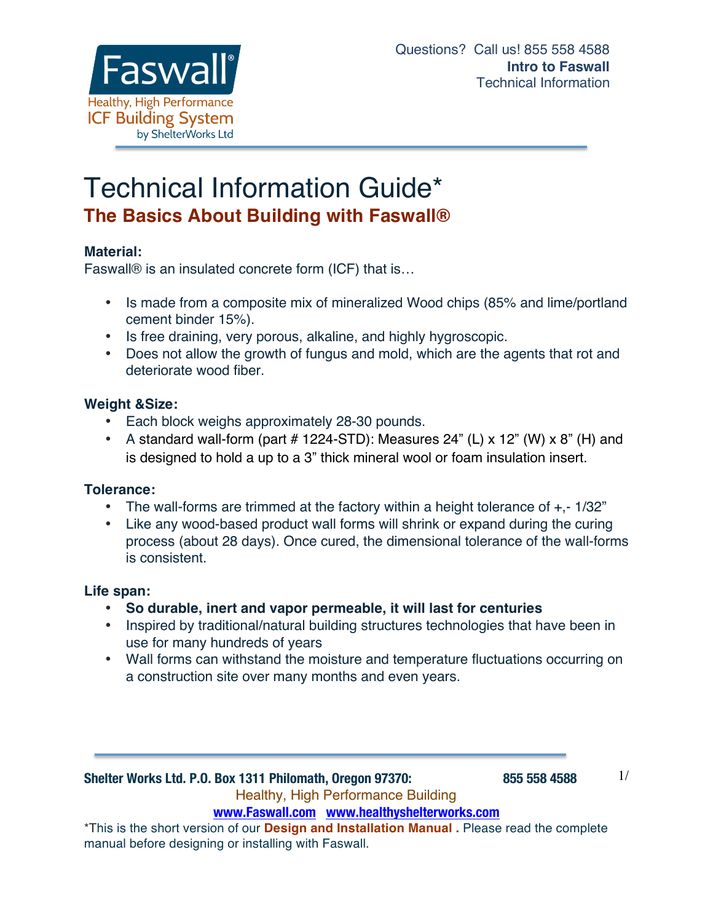Faswall®

Healthy, High Performance ICF Building System by ShelterWorks Ltd

Questions? Call us! 855 558 4588
**Intro to Faswall**
Technical Information

# Technical Information Guide*

## The Basics About Building with Faswall®

### Material:

Faswall® is an insulated concrete form (ICF) that is…

- Is made from a composite mix of mineralized Wood chips (85% and lime/portland cement binder 15%).
- Is free draining, very porous, alkaline, and highly hygroscopic.
- Does not allow the growth of fungus and mold, which are the agents that rot and deteriorate wood fiber.

### Weight &Size:

- Each block weighs approximately 28-30 pounds.
- A standard wall-form (part # 1224-STD): Measures 24" (L) x 12" (W) x 8" (H) and is designed to hold a up to a 3" thick mineral wool or foam insulation insert.

### Tolerance:

- The wall-forms are trimmed at the factory within a height tolerance of +,- 1/32"
- Like any wood-based product wall forms will shrink or expand during the curing process (about 28 days). Once cured, the dimensional tolerance of the wall-forms is consistent.

### Life span:

- **So durable, inert and vapor permeable, it will last for centuries**
- Inspired by traditional/natural building structures technologies that have been in use for many hundreds of years
- Wall forms can withstand the moisture and temperature fluctuations occurring on a construction site over many months and even years.

**Shelter Works Ltd. P.O. Box 1311 Philomath, Oregon 97370: 855 558 4588**

Healthy, High Performance Building

www.Faswall.com www.healthyshelterworks.com

*This is the short version of our **Design and Installation Manual .** Please read the complete manual before designing or installing with Faswall.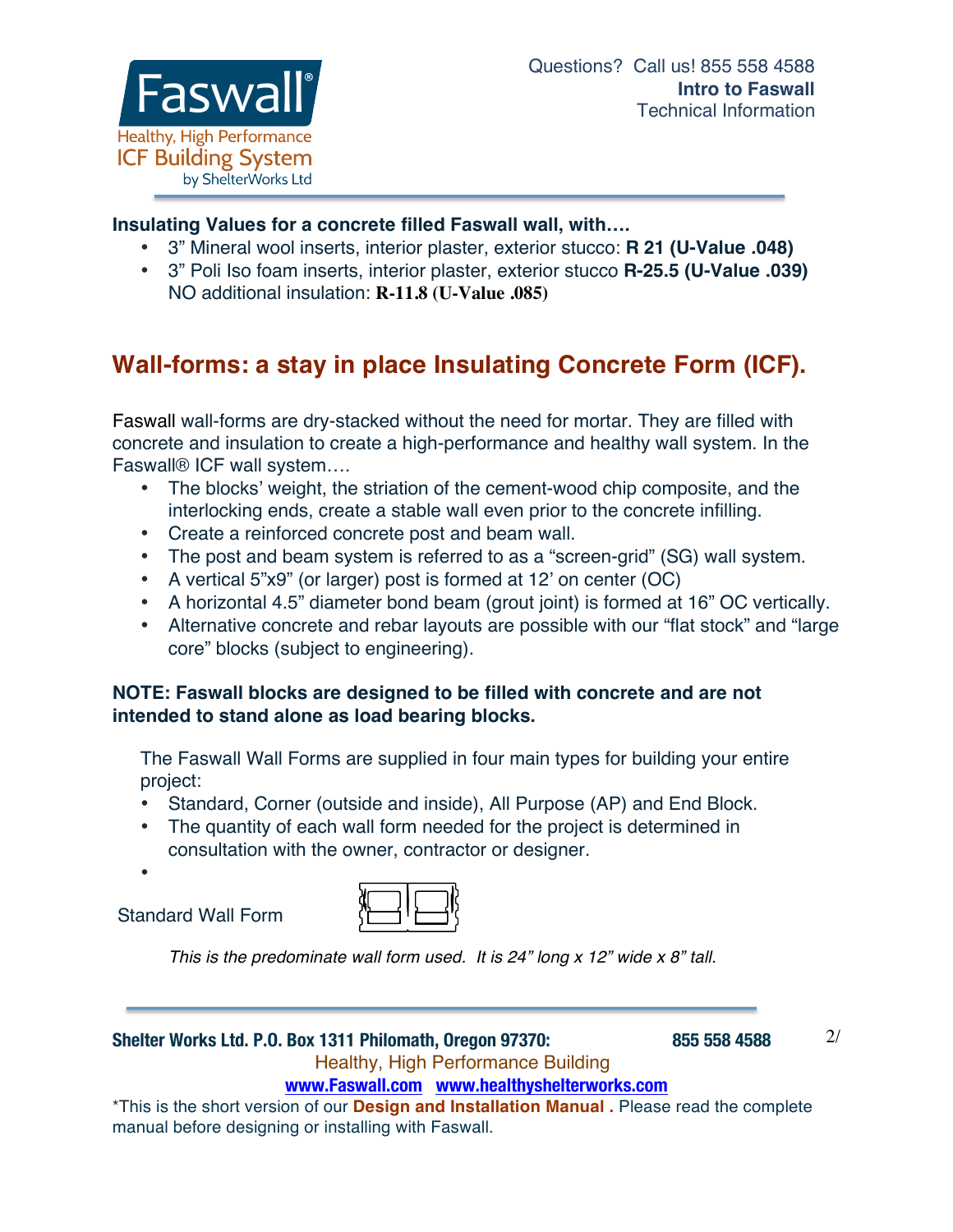**Insulating Values for a concrete filled Faswall wall, with….**

- 3" Mineral wool inserts, interior plaster, exterior stucco: **R 21 (U-Value .048)**
- 3" Poli Iso foam inserts, interior plaster, exterior stucco **R-25.5 (U-Value .039)**
  NO additional insulation: **R-11.8 (U-Value .085)**

## Wall-forms: a stay in place Insulating Concrete Form (ICF).

Faswall wall-forms are dry-stacked without the need for mortar. They are filled with concrete and insulation to create a high-performance and healthy wall system. In the Faswall® ICF wall system….

- The blocks' weight, the striation of the cement-wood chip composite, and the interlocking ends, create a stable wall even prior to the concrete infilling.
- Create a reinforced concrete post and beam wall.
- The post and beam system is referred to as a "screen-grid" (SG) wall system.
- A vertical 5"x9" (or larger) post is formed at 12' on center (OC)
- A horizontal 4.5" diameter bond beam (grout joint) is formed at 16" OC vertically.
- Alternative concrete and rebar layouts are possible with our "flat stock" and "large core" blocks (subject to engineering).

**NOTE: Faswall blocks are designed to be filled with concrete and are not intended to stand alone as load bearing blocks.**

The Faswall Wall Forms are supplied in four main types for building your entire project:

- Standard, Corner (outside and inside), All Purpose (AP) and End Block.
- The quantity of each wall form needed for the project is determined in consultation with the owner, contractor or designer.

Standard Wall Form

*This is the predominate wall form used. It is 24" long x 12" wide x 8" tall.*

Shelter Works Ltd. P.O. Box 1311 Philomath, Oregon 97370: 855 558 4588

Healthy, High Performance Building

www.Faswall.com www.healthyshelterworks.com

*This is the short version of our **Design and Installation Manual .** Please read the complete manual before designing or installing with Faswall.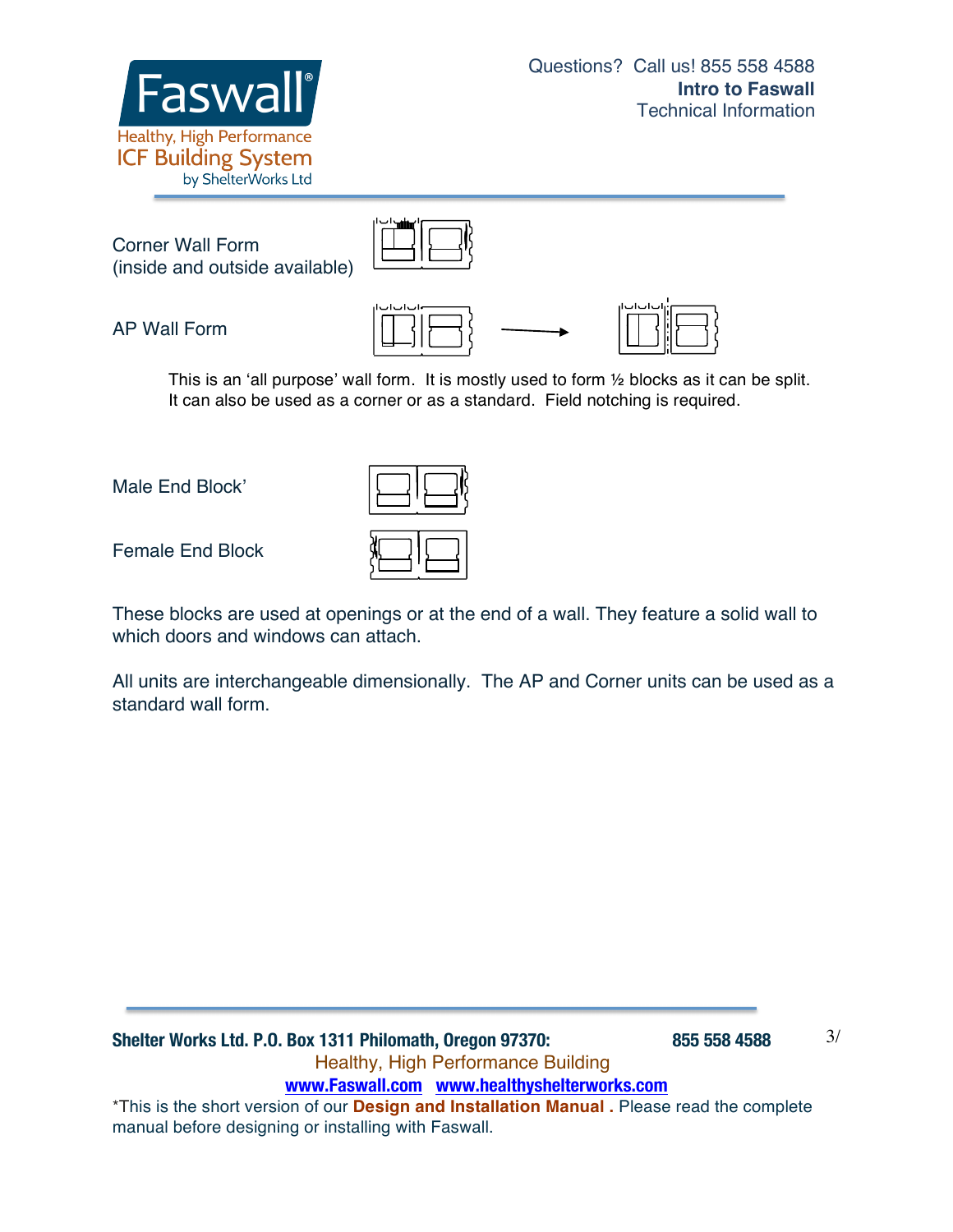Corner Wall Form
(inside and outside available)

AP Wall Form

This is an 'all purpose' wall form. It is mostly used to form ½ blocks as it can be split. It can also be used as a corner or as a standard. Field notching is required.

Male End Block'

Female End Block

These blocks are used at openings or at the end of a wall. They feature a solid wall to which doors and windows can attach.

All units are interchangeable dimensionally. The AP and Corner units can be used as a standard wall form.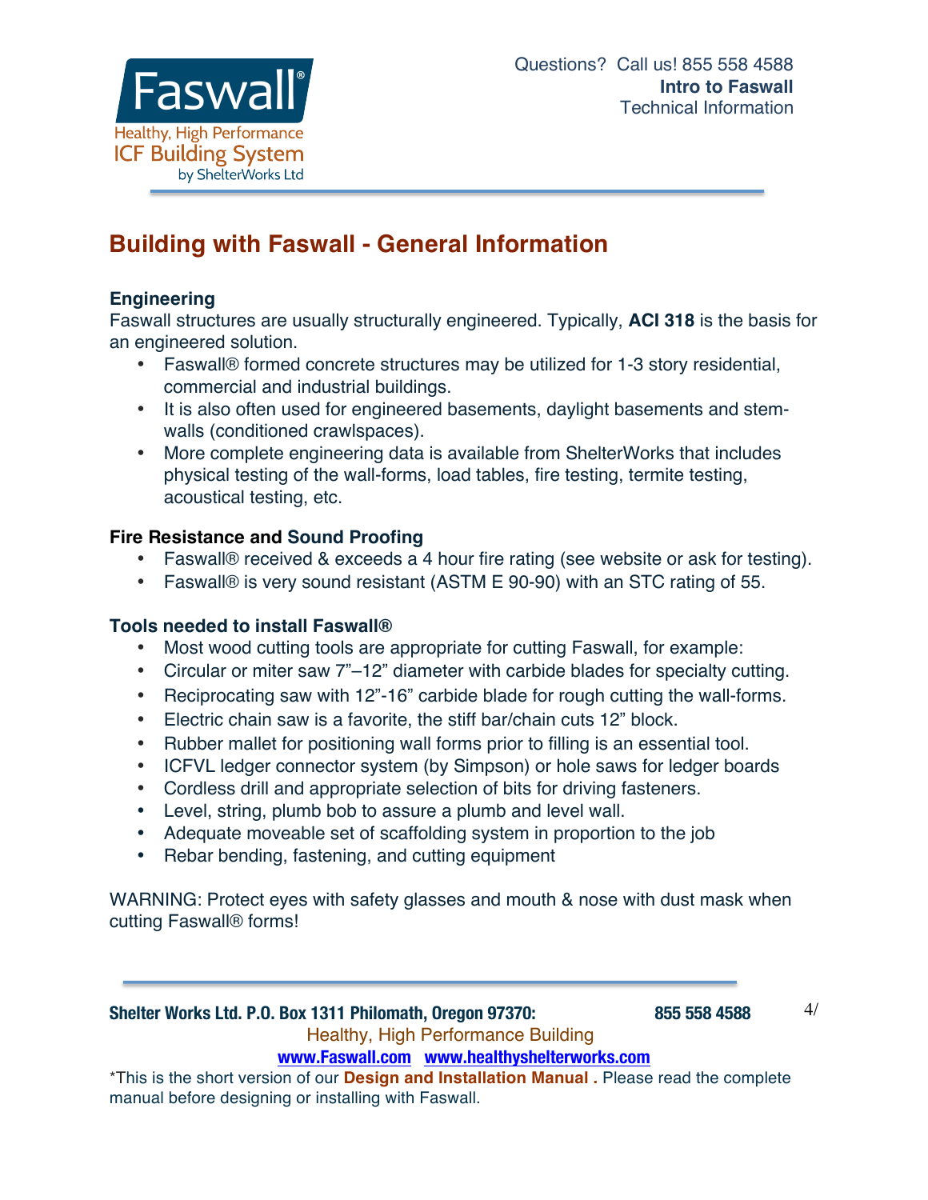## Building with Faswall - General Information

### Engineering

Faswall structures are usually structurally engineered. Typically, **ACI 318** is the basis for an engineered solution.

- Faswall® formed concrete structures may be utilized for 1-3 story residential, commercial and industrial buildings.
- It is also often used for engineered basements, daylight basements and stem-walls (conditioned crawlspaces).
- More complete engineering data is available from ShelterWorks that includes physical testing of the wall-forms, load tables, fire testing, termite testing, acoustical testing, etc.

### Fire Resistance and Sound Proofing

- Faswall® received & exceeds a 4 hour fire rating (see website or ask for testing).
- Faswall® is very sound resistant (ASTM E 90-90) with an STC rating of 55.

### Tools needed to install Faswall®

- Most wood cutting tools are appropriate for cutting Faswall, for example:
- Circular or miter saw 7"–12" diameter with carbide blades for specialty cutting.
- Reciprocating saw with 12"-16" carbide blade for rough cutting the wall-forms.
- Electric chain saw is a favorite, the stiff bar/chain cuts 12" block.
- Rubber mallet for positioning wall forms prior to filling is an essential tool.
- ICFVL ledger connector system (by Simpson) or hole saws for ledger boards
- Cordless drill and appropriate selection of bits for driving fasteners.
- Level, string, plumb bob to assure a plumb and level wall.
- Adequate moveable set of scaffolding system in proportion to the job
- Rebar bending, fastening, and cutting equipment

WARNING: Protect eyes with safety glasses and mouth & nose with dust mask when cutting Faswall® forms!

*This is the short version of our **Design and Installation Manual** . Please read the complete manual before designing or installing with Faswall.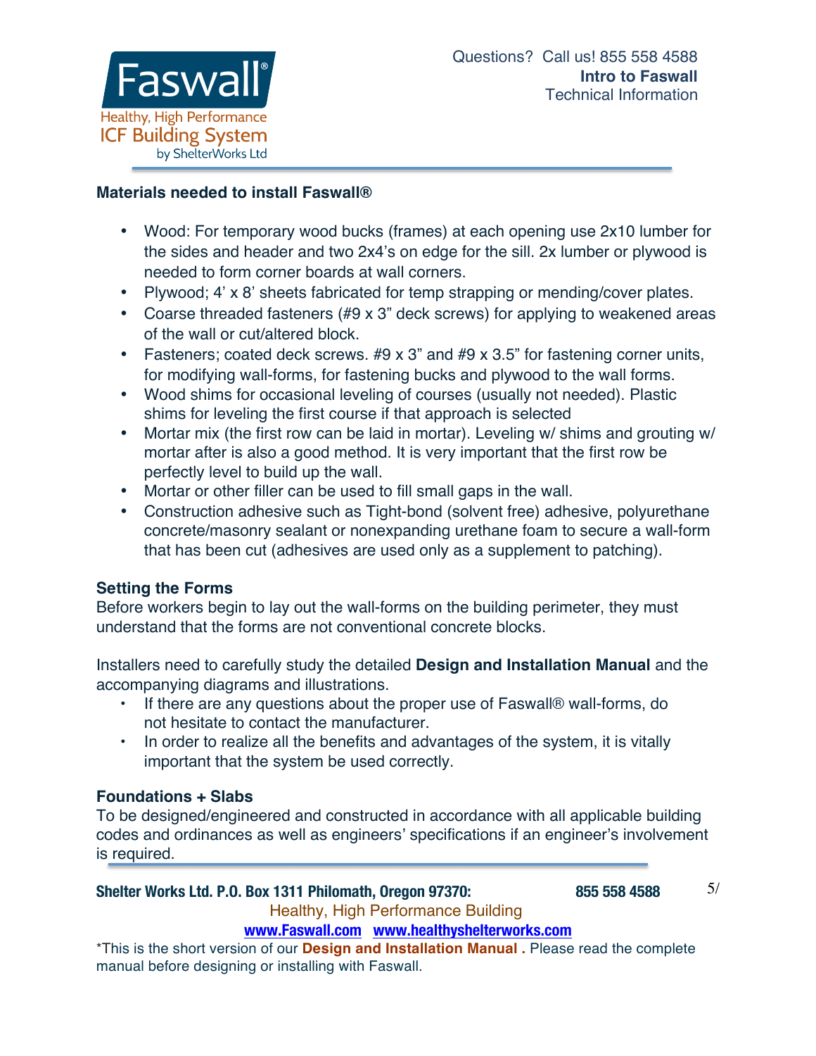## Materials needed to install Faswall®

- Wood: For temporary wood bucks (frames) at each opening use 2x10 lumber for the sides and header and two 2x4's on edge for the sill. 2x lumber or plywood is needed to form corner boards at wall corners.
- Plywood; 4' x 8' sheets fabricated for temp strapping or mending/cover plates.
- Coarse threaded fasteners (#9 x 3" deck screws) for applying to weakened areas of the wall or cut/altered block.
- Fasteners; coated deck screws. #9 x 3" and #9 x 3.5" for fastening corner units, for modifying wall-forms, for fastening bucks and plywood to the wall forms.
- Wood shims for occasional leveling of courses (usually not needed). Plastic shims for leveling the first course if that approach is selected
- Mortar mix (the first row can be laid in mortar). Leveling w/ shims and grouting w/ mortar after is also a good method. It is very important that the first row be perfectly level to build up the wall.
- Mortar or other filler can be used to fill small gaps in the wall.
- Construction adhesive such as Tight-bond (solvent free) adhesive, polyurethane concrete/masonry sealant or nonexpanding urethane foam to secure a wall-form that has been cut (adhesives are used only as a supplement to patching).

## Setting the Forms

Before workers begin to lay out the wall-forms on the building perimeter, they must understand that the forms are not conventional concrete blocks.

Installers need to carefully study the detailed **Design and Installation Manual** and the accompanying diagrams and illustrations.

- If there are any questions about the proper use of Faswall® wall-forms, do not hesitate to contact the manufacturer.
- In order to realize all the benefits and advantages of the system, it is vitally important that the system be used correctly.

## Foundations + Slabs

To be designed/engineered and constructed in accordance with all applicable building codes and ordinances as well as engineers' specifications if an engineer's involvement is required.

*This is the short version of our **Design and Installation Manual .** Please read the complete manual before designing or installing with Faswall.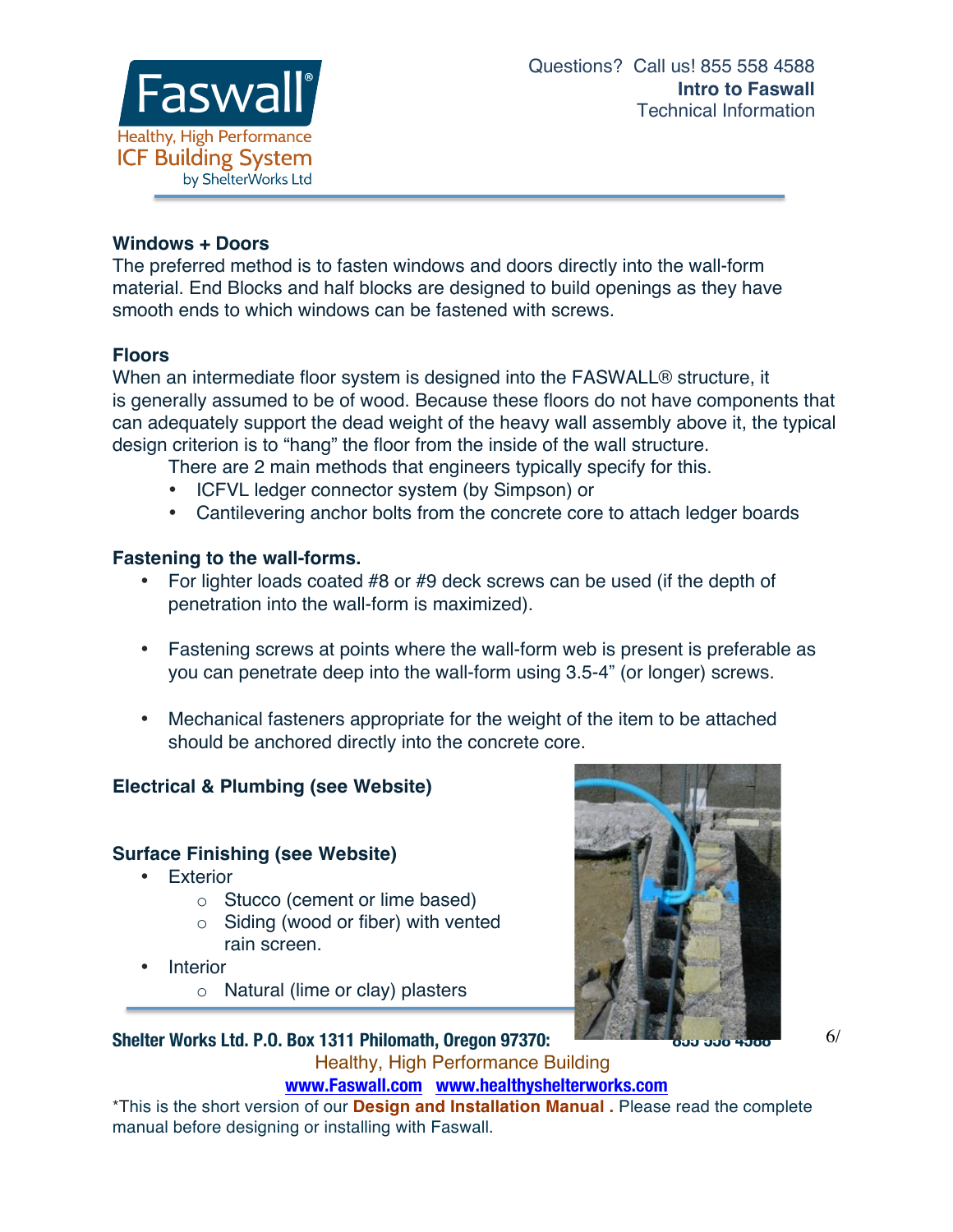## Windows + Doors

The preferred method is to fasten windows and doors directly into the wall-form material. End Blocks and half blocks are designed to build openings as they have smooth ends to which windows can be fastened with screws.

## Floors

When an intermediate floor system is designed into the FASWALL® structure, it is generally assumed to be of wood. Because these floors do not have components that can adequately support the dead weight of the heavy wall assembly above it, the typical design criterion is to "hang" the floor from the inside of the wall structure.

There are 2 main methods that engineers typically specify for this.

- ICFVL ledger connector system (by Simpson) or
- Cantilevering anchor bolts from the concrete core to attach ledger boards

## Fastening to the wall-forms.

- For lighter loads coated #8 or #9 deck screws can be used (if the depth of penetration into the wall-form is maximized).
- Fastening screws at points where the wall-form web is present is preferable as you can penetrate deep into the wall-form using 3.5-4" (or longer) screws.
- Mechanical fasteners appropriate for the weight of the item to be attached should be anchored directly into the concrete core.

## Electrical & Plumbing (see Website)

## Surface Finishing (see Website)

- Exterior
  - Stucco (cement or lime based)
  - Siding (wood or fiber) with vented rain screen.
- Interior
  - Natural (lime or clay) plasters

*This is the short version of our **Design and Installation Manual .** Please read the complete manual before designing or installing with Faswall.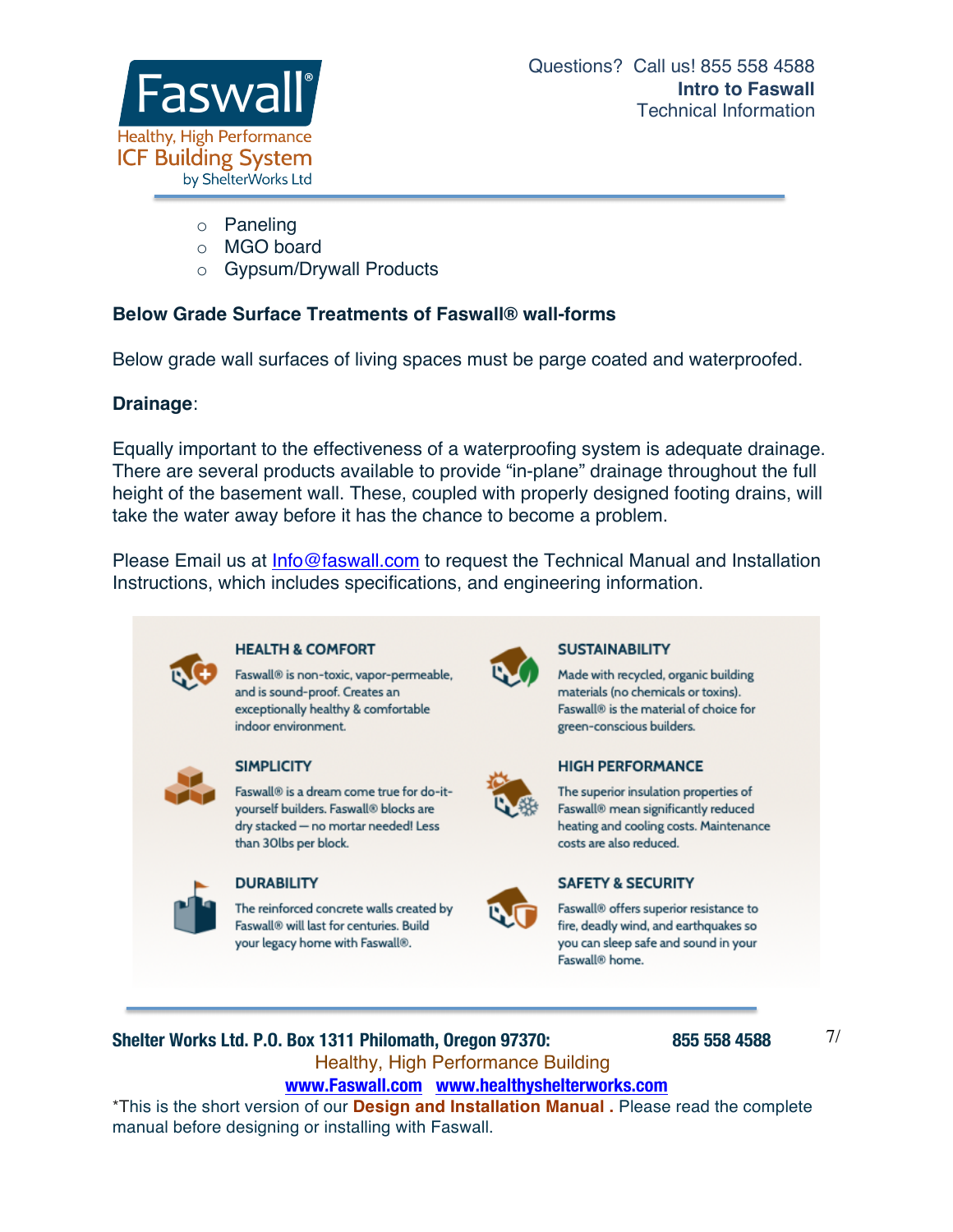- Paneling
- MGO board
- Gypsum/Drywall Products

**Below Grade Surface Treatments of Faswall® wall-forms**

Below grade wall surfaces of living spaces must be parge coated and waterproofed.

**Drainage**:

Equally important to the effectiveness of a waterproofing system is adequate drainage. There are several products available to provide "in-plane" drainage throughout the full height of the basement wall. These, coupled with properly designed footing drains, will take the water away before it has the chance to become a problem.

Please Email us at Info@faswall.com to request the Technical Manual and Installation Instructions, which includes specifications, and engineering information.

**HEALTH & COMFORT**

Faswall® is non-toxic, vapor-permeable, and is sound-proof. Creates an exceptionally healthy & comfortable indoor environment.

**SUSTAINABILITY**

Made with recycled, organic building materials (no chemicals or toxins). Faswall® is the material of choice for green-conscious builders.

**SIMPLICITY**

Faswall® is a dream come true for do-it-yourself builders. Faswall® blocks are dry stacked — no mortar needed! Less than 30lbs per block.

**HIGH PERFORMANCE**

The superior insulation properties of Faswall® mean significantly reduced heating and cooling costs. Maintenance costs are also reduced.

**DURABILITY**

The reinforced concrete walls created by Faswall® will last for centuries. Build your legacy home with Faswall®.

**SAFETY & SECURITY**

Faswall® offers superior resistance to fire, deadly wind, and earthquakes so you can sleep safe and sound in your Faswall® home.